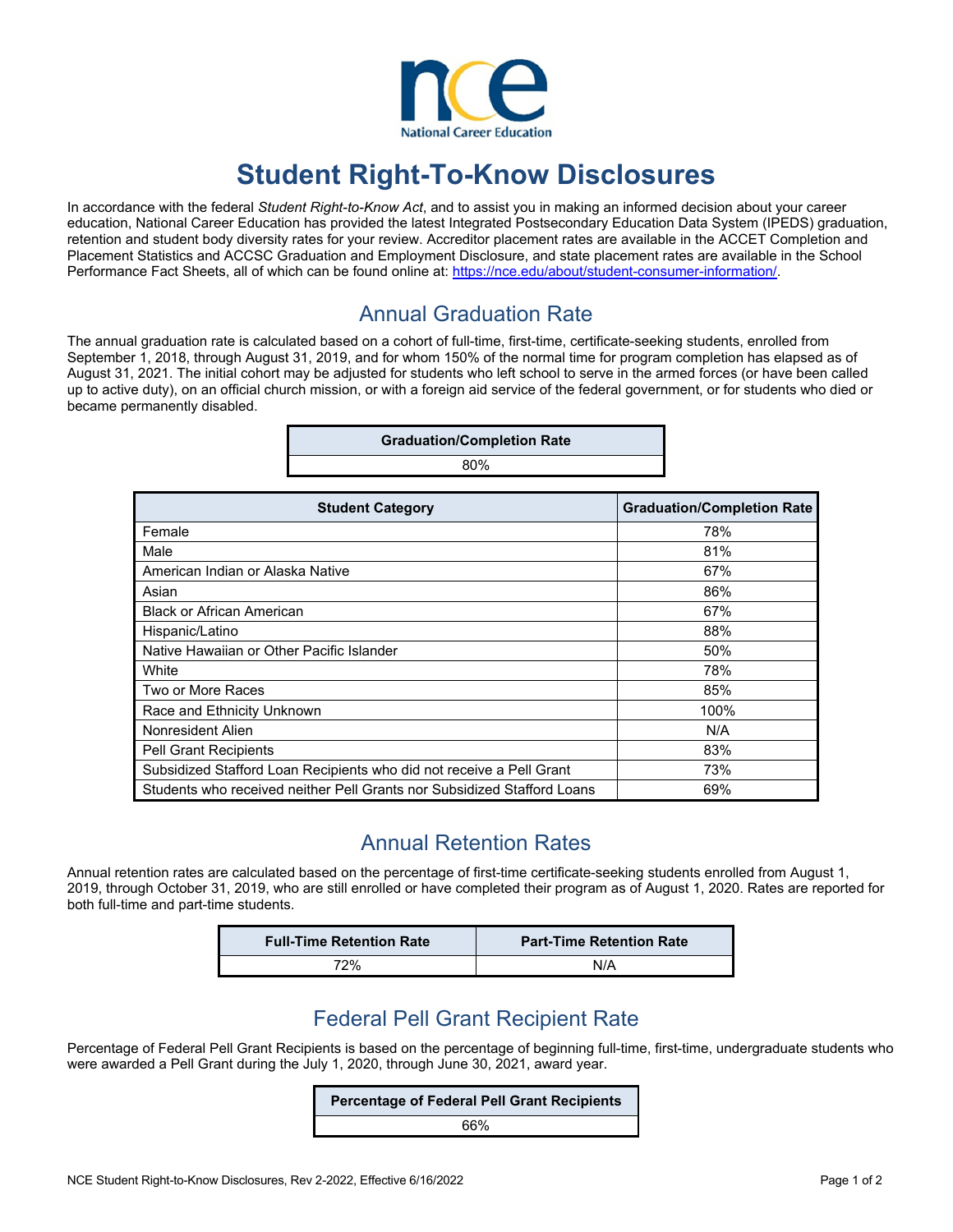nce
National Career Education

# Student Right-To-Know Disclosures

In accordance with the federal *Student Right-to-Know Act*, and to assist you in making an informed decision about your career education, National Career Education has provided the latest Integrated Postsecondary Education Data System (IPEDS) graduation, retention and student body diversity rates for your review. Accreditor placement rates are available in the ACCET Completion and Placement Statistics and ACCSC Graduation and Employment Disclosure, and state placement rates are available in the School Performance Fact Sheets, all of which can be found online at: https://nce.edu/about/student-consumer-information/.

## Annual Graduation Rate

The annual graduation rate is calculated based on a cohort of full-time, first-time, certificate-seeking students, enrolled from September 1, 2018, through August 31, 2019, and for whom 150% of the normal time for program completion has elapsed as of August 31, 2021. The initial cohort may be adjusted for students who left school to serve in the armed forces (or have been called up to active duty), on an official church mission, or with a foreign aid service of the federal government, or for students who died or became permanently disabled.

| Graduation/Completion Rate |
| --- |
| 80% |

| Student Category | Graduation/Completion Rate |
| --- | --- |
| Female | 78% |
| Male | 81% |
| American Indian or Alaska Native | 67% |
| Asian | 86% |
| Black or African American | 67% |
| Hispanic/Latino | 88% |
| Native Hawaiian or Other Pacific Islander | 50% |
| White | 78% |
| Two or More Races | 85% |
| Race and Ethnicity Unknown | 100% |
| Nonresident Alien | N/A |
| Pell Grant Recipients | 83% |
| Subsidized Stafford Loan Recipients who did not receive a Pell Grant | 73% |
| Students who received neither Pell Grants nor Subsidized Stafford Loans | 69% |

## Annual Retention Rates

Annual retention rates are calculated based on the percentage of first-time certificate-seeking students enrolled from August 1, 2019, through October 31, 2019, who are still enrolled or have completed their program as of August 1, 2020. Rates are reported for both full-time and part-time students.

| Full-Time Retention Rate | Part-Time Retention Rate |
| --- | --- |
| 72% | N/A |

## Federal Pell Grant Recipient Rate

Percentage of Federal Pell Grant Recipients is based on the percentage of beginning full-time, first-time, undergraduate students who were awarded a Pell Grant during the July 1, 2020, through June 30, 2021, award year.

| Percentage of Federal Pell Grant Recipients |
| --- |
| 66% |

NCE Student Right-to-Know Disclosures, Rev 2-2022, Effective 6/16/2022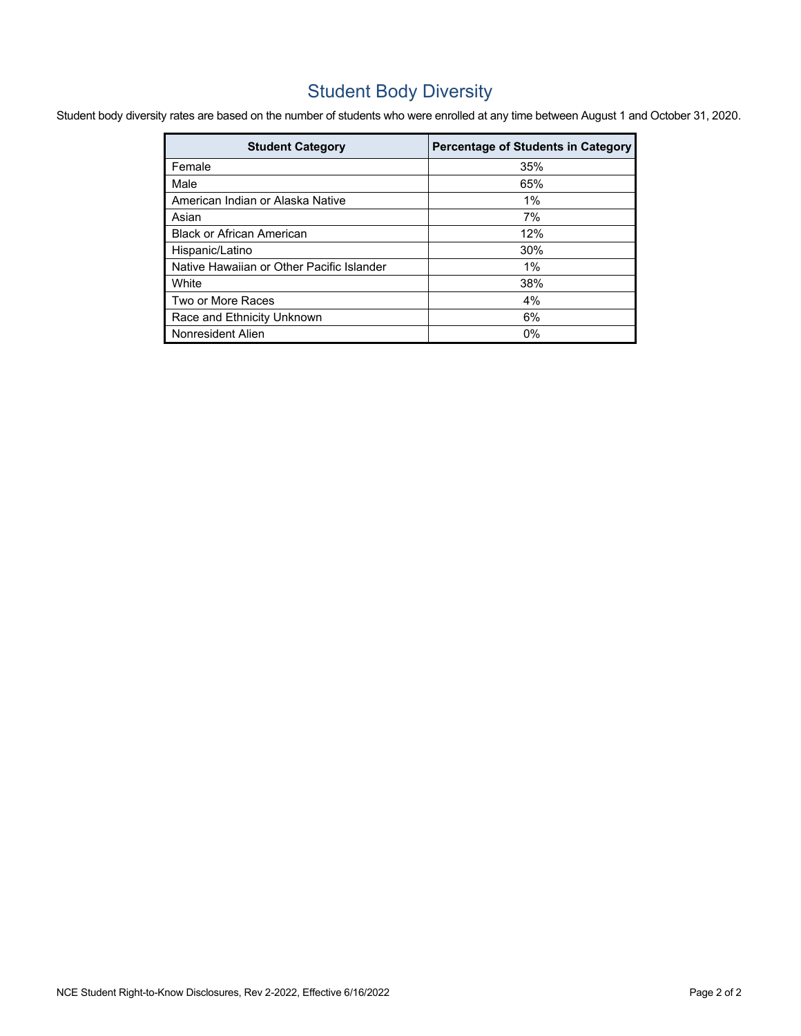# Student Body Diversity

Student body diversity rates are based on the number of students who were enrolled at any time between August 1 and October 31, 2020.

| Student Category | Percentage of Students in Category |
|---|---|
| Female | 35% |
| Male | 65% |
| American Indian or Alaska Native | 1% |
| Asian | 7% |
| Black or African American | 12% |
| Hispanic/Latino | 30% |
| Native Hawaiian or Other Pacific Islander | 1% |
| White | 38% |
| Two or More Races | 4% |
| Race and Ethnicity Unknown | 6% |
| Nonresident Alien | 0% |